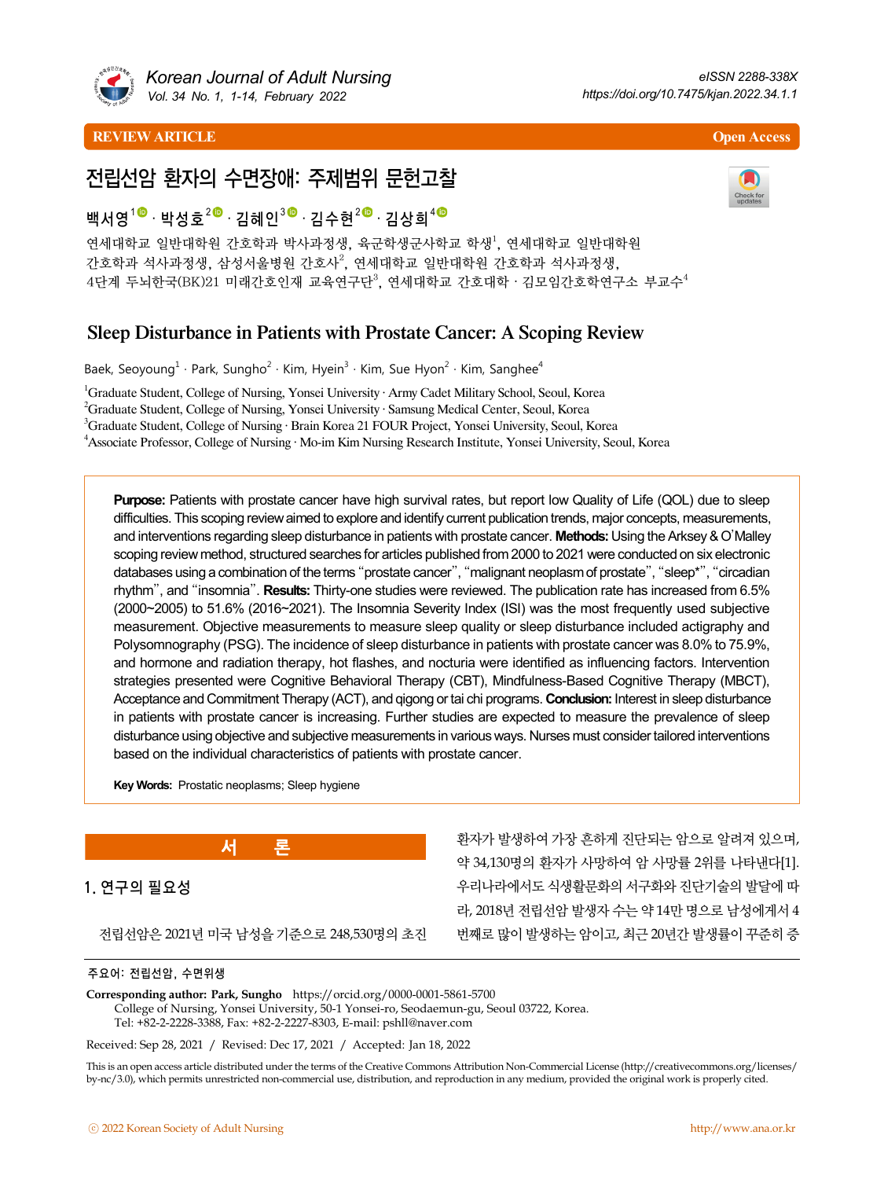REVIEW ARTICLE

Open Access

# 전립선암 환자의 수면장애: 주제범위 문헌고찰

백서영[1] · 박성호[2] · 김혜인[3] · 김수현[2] · 김상희[4]

연세대학교 일반대학원 간호학과 박사과정생, 육군학생군사학교 학생[1], 연세대학교 일반대학원 간호학과 석사과정생, 삼성서울병원 간호사[2], 연세대학교 일반대학원 간호학과 석사과정생, 4단계 두뇌한국(BK)21 미래간호인재 교육연구단[3], 연세대학교 간호대학 · 김모임간호학연구소 부교수[4]

# Sleep Disturbance in Patients with Prostate Cancer: A Scoping Review

Baek, Seoyoung[1] · Park, Sungho[2] · Kim, Hyein[3] · Kim, Sue Hyon[2] · Kim, Sanghee[4]

[1]Graduate Student, College of Nursing, Yonsei University · Army Cadet Military School, Seoul, Korea
[2]Graduate Student, College of Nursing, Yonsei University · Samsung Medical Center, Seoul, Korea
[3]Graduate Student, College of Nursing · Brain Korea 21 FOUR Project, Yonsei University, Seoul, Korea
[4]Associate Professor, College of Nursing · Mo-im Kim Nursing Research Institute, Yonsei University, Seoul, Korea

**Purpose:** Patients with prostate cancer have high survival rates, but report low Quality of Life (QOL) due to sleep difficulties. This scoping review aimed to explore and identify current publication trends, major concepts, measurements, and interventions regarding sleep disturbance in patients with prostate cancer. **Methods:** Using the Arksey & O'Malley scoping review method, structured searches for articles published from 2000 to 2021 were conducted on six electronic databases using a combination of the terms "prostate cancer", "malignant neoplasm of prostate", "sleep*", "circadian rhythm", and "insomnia". **Results:** Thirty-one studies were reviewed. The publication rate has increased from 6.5% (2000~2005) to 51.6% (2016~2021). The Insomnia Severity Index (ISI) was the most frequently used subjective measurement. Objective measurements to measure sleep quality or sleep disturbance included actigraphy and Polysomnography (PSG). The incidence of sleep disturbance in patients with prostate cancer was 8.0% to 75.9%, and hormone and radiation therapy, hot flashes, and nocturia were identified as influencing factors. Intervention strategies presented were Cognitive Behavioral Therapy (CBT), Mindfulness-Based Cognitive Therapy (MBCT), Acceptance and Commitment Therapy (ACT), and qigong or tai chi programs. **Conclusion:** Interest in sleep disturbance in patients with prostate cancer is increasing. Further studies are expected to measure the prevalence of sleep disturbance using objective and subjective measurements in various ways. Nurses must consider tailored interventions based on the individual characteristics of patients with prostate cancer.

**Key Words:** Prostatic neoplasms; Sleep hygiene

## 서 론

### 1. 연구의 필요성

전립선암은 2021년 미국 남성을 기준으로 248,530명의 초진 환자가 발생하여 가장 흔하게 진단되는 암으로 알려져 있으며, 약 34,130명의 환자가 사망하여 암 사망률 2위를 나타낸다[1]. 우리나라에서도 식생활문화의 서구화와 진단기술의 발달에 따라, 2018년 전립선암 발생자 수는 약 14만 명으로 남성에게서 4번째로 많이 발생하는 암이고, 최근 20년간 발생률이 꾸준히 증

주요어: 전립선암, 수면위생

**Corresponding author:** **Park, Sungho** https://orcid.org/0000-0001-5861-5700
College of Nursing, Yonsei University, 50-1 Yonsei-ro, Seodaemun-gu, Seoul 03722, Korea.
Tel: +82-2-2228-3388, Fax: +82-2-2227-8303, E-mail: pshll@naver.com

Received: Sep 28, 2021 / Revised: Dec 17, 2021 / Accepted: Jan 18, 2022

This is an open access article distributed under the terms of the Creative Commons Attribution Non-Commercial License (http://creativecommons.org/licenses/by-nc/3.0), which permits unrestricted non-commercial use, distribution, and reproduction in any medium, provided the original work is properly cited.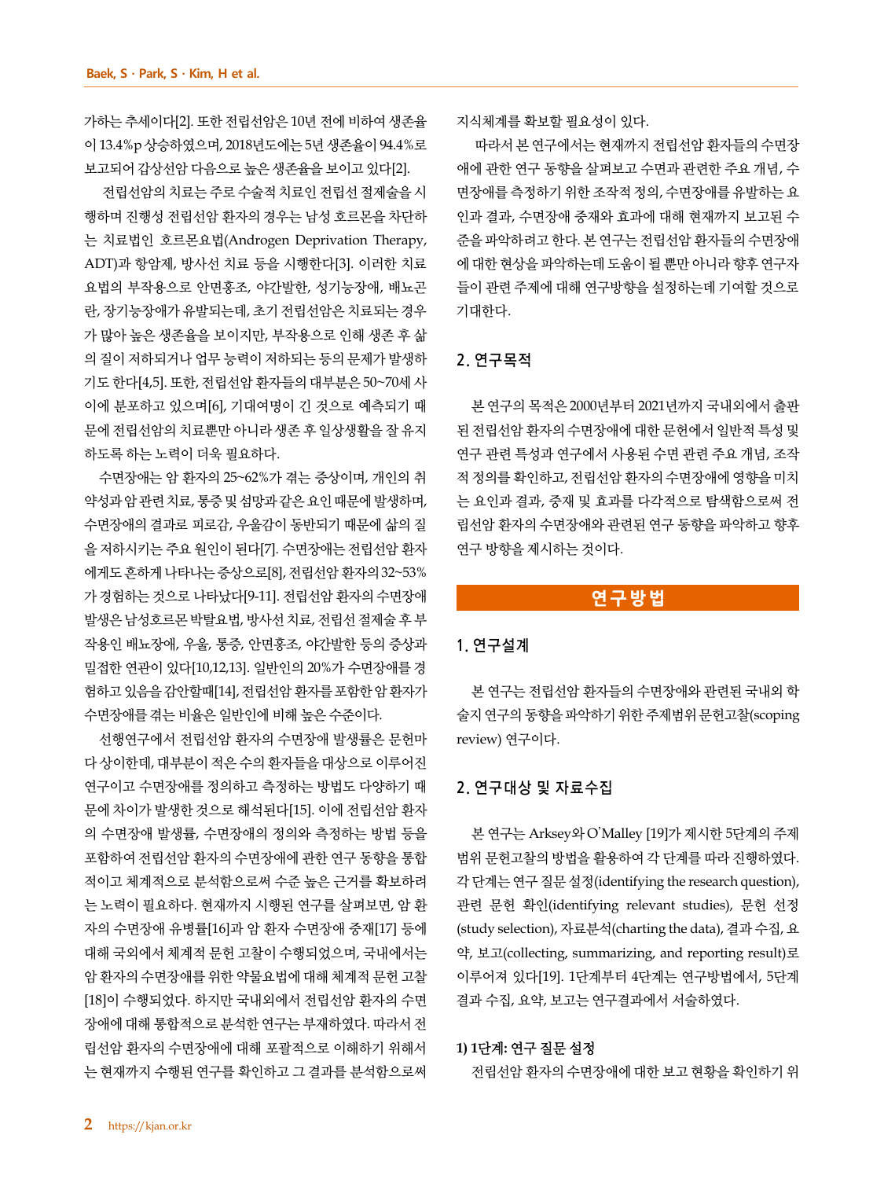가하는 추세이다[2]. 또한 전립선암은 10년 전에 비하여 생존율이 13.4%p 상승하였으며, 2018년도에는 5년 생존율이 94.4%로 보고되어 갑상선암 다음으로 높은 생존율을 보이고 있다[2].

전립선암의 치료는 주로 수술적 치료인 전립선 절제술을 시행하며 진행성 전립선암 환자의 경우는 남성 호르몬을 차단하는 치료법인 호르몬요법(Androgen Deprivation Therapy, ADT)과 항암제, 방사선 치료 등을 시행한다[3]. 이러한 치료요법의 부작용으로 안면홍조, 야간발한, 성기능장애, 배뇨곤란, 장기능장애가 유발되는데, 초기 전립선암은 치료되는 경우가 많아 높은 생존율을 보이지만, 부작용으로 인해 생존 후 삶의 질이 저하되거나 업무 능력이 저하되는 등의 문제가 발생하기도 한다[4,5]. 또한, 전립선암 환자들의 대부분은 50~70세 사이에 분포하고 있으며[6], 기대여명이 긴 것으로 예측되기 때문에 전립선암의 치료뿐만 아니라 생존 후 일상생활을 잘 유지하도록 하는 노력이 더욱 필요하다.

수면장애는 암 환자의 25~62%가 겪는 증상이며, 개인의 취약성과 암 관련 치료, 통증 및 섬망과 같은 요인 때문에 발생하며, 수면장애의 결과로 피로감, 우울감이 동반되기 때문에 삶의 질을 저하시키는 주요 원인이 된다[7]. 수면장애는 전립선암 환자에게도 흔하게 나타나는 증상으로[8], 전립선암 환자의 32~53%가 경험하는 것으로 나타났다[9-11]. 전립선암 환자의 수면장애 발생은 남성호르몬 박탈요법, 방사선 치료, 전립선 절제술 후 부작용인 배뇨장애, 우울, 통증, 안면홍조, 야간발한 등의 증상과 밀접한 연관이 있다[10,12,13]. 일반인의 20%가 수면장애를 경험하고 있음을 감안할때[14], 전립선암 환자를 포함한 암 환자가 수면장애를 겪는 비율은 일반인에 비해 높은 수준이다.

선행연구에서 전립선암 환자의 수면장애 발생률은 문헌마다 상이한데, 대부분이 적은 수의 환자들을 대상으로 이루어진 연구이고 수면장애를 정의하고 측정하는 방법도 다양하기 때문에 차이가 발생한 것으로 해석된다[15]. 이에 전립선암 환자의 수면장애 발생률, 수면장애의 정의와 측정하는 방법 등을 포함하여 전립선암 환자의 수면장애에 관한 연구 동향을 통합적이고 체계적으로 분석함으로써 수준 높은 근거를 확보하려는 노력이 필요하다. 현재까지 시행된 연구를 살펴보면, 암 환자의 수면장애 유병률[16]과 암 환자 수면장애 중재[17] 등에 대해 국외에서 체계적 문헌 고찰이 수행되었으며, 국내에서는 암 환자의 수면장애를 위한 약물요법에 대해 체계적 문헌 고찰[18]이 수행되었다. 하지만 국내외에서 전립선암 환자의 수면장애에 대해 통합적으로 분석한 연구는 부재하였다. 따라서 전립선암 환자의 수면장애에 대해 포괄적으로 이해하기 위해서는 현재까지 수행된 연구를 확인하고 그 결과를 분석함으로써 지식체계를 확보할 필요성이 있다.

따라서 본 연구에서는 현재까지 전립선암 환자들의 수면장애에 관한 연구 동향을 살펴보고 수면과 관련한 주요 개념, 수면장애를 측정하기 위한 조작적 정의, 수면장애를 유발하는 요인과 결과, 수면장애 중재와 효과에 대해 현재까지 보고된 수준을 파악하려고 한다. 본 연구는 전립선암 환자들의 수면장애에 대한 현상을 파악하는데 도움이 될 뿐만 아니라 향후 연구자들이 관련 주제에 대해 연구방향을 설정하는데 기여할 것으로 기대한다.

## 2. 연구목적

본 연구의 목적은 2000년부터 2021년까지 국내외에서 출판된 전립선암 환자의 수면장애에 대한 문헌에서 일반적 특성 및 연구 관련 특성과 연구에서 사용된 수면 관련 주요 개념, 조작적 정의를 확인하고, 전립선암 환자의 수면장애에 영향을 미치는 요인과 결과, 중재 및 효과를 다각적으로 탐색함으로써 전립선암 환자의 수면장애와 관련된 연구 동향을 파악하고 향후 연구 방향을 제시하는 것이다.

# 연구방법

## 1. 연구설계

본 연구는 전립선암 환자들의 수면장애와 관련된 국내외 학술지 연구의 동향을 파악하기 위한 주제범위 문헌고찰(scoping review) 연구이다.

## 2. 연구대상 및 자료수집

본 연구는 Arksey와 O'Malley [19]가 제시한 5단계의 주제범위 문헌고찰의 방법을 활용하여 각 단계를 따라 진행하였다. 각 단계는 연구 질문 설정(identifying the research question), 관련 문헌 확인(identifying relevant studies), 문헌 선정(study selection), 자료분석(charting the data), 결과 수집, 요약, 보고(collecting, summarizing, and reporting result)로 이루어져 있다[19]. 1단계부터 4단계는 연구방법에서, 5단계 결과 수집, 요약, 보고는 연구결과에서 서술하였다.

### 1) 1단계: 연구 질문 설정

전립선암 환자의 수면장애에 대한 보고 현황을 확인하기 위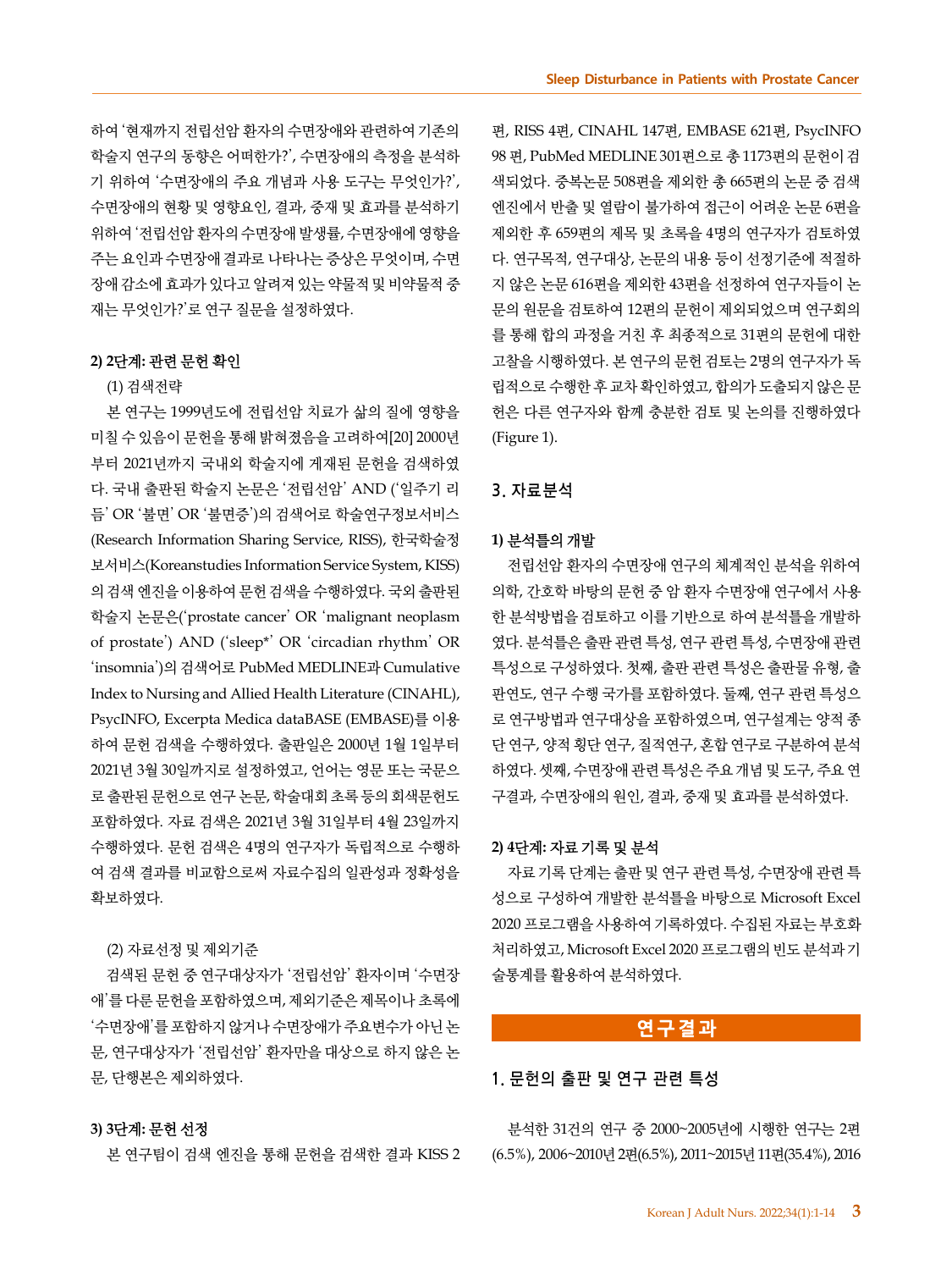하여 '현재까지 전립선암 환자의 수면장애와 관련하여 기존의 학술지 연구의 동향은 어떠한가?', 수면장애의 측정을 분석하기 위하여 '수면장애의 주요 개념과 사용 도구는 무엇인가?', 수면장애의 현황 및 영향요인, 결과, 중재 및 효과를 분석하기 위하여 '전립선암 환자의 수면장애 발생률, 수면장애에 영향을 주는 요인과 수면장애 결과로 나타나는 증상은 무엇이며, 수면장애 감소에 효과가 있다고 알려져 있는 약물적 및 비약물적 중재는 무엇인가?'로 연구 질문을 설정하였다.

#### 2) 2단계: 관련 문헌 확인

(1) 검색전략

본 연구는 1999년도에 전립선암 치료가 삶의 질에 영향을 미칠 수 있음이 문헌을 통해 밝혀졌음을 고려하여[20] 2000년부터 2021년까지 국내외 학술지에 게재된 문헌을 검색하였다. 국내 출판된 학술지 논문은 '전립선암' AND ('일주기 리듬' OR '불면' OR '불면증')의 검색어로 학술연구정보서비스(Research Information Sharing Service, RISS), 한국학술정보서비스(Koreanstudies Information Service System, KISS)의 검색 엔진을 이용하여 문헌 검색을 수행하였다. 국외 출판된 학술지 논문은('prostate cancer' OR 'malignant neoplasm of prostate') AND ('sleep*' OR 'circadian rhythm' OR 'insomnia')의 검색어로 PubMed MEDLINE과 Cumulative Index to Nursing and Allied Health Literature (CINAHL), PsycINFO, Excerpta Medica dataBASE (EMBASE)를 이용하여 문헌 검색을 수행하였다. 출판일은 2000년 1월 1일부터 2021년 3월 30일까지로 설정하였고, 언어는 영문 또는 국문으로 출판된 문헌으로 연구 논문, 학술대회 초록 등의 회색문헌도 포함하였다. 자료 검색은 2021년 3월 31일부터 4월 23일까지 수행하였다. 문헌 검색은 4명의 연구자가 독립적으로 수행하여 검색 결과를 비교함으로써 자료수집의 일관성과 정확성을 확보하였다.

(2) 자료선정 및 제외기준

검색된 문헌 중 연구대상자가 '전립선암' 환자이며 '수면장애'를 다룬 문헌을 포함하였으며, 제외기준은 제목이나 초록에 '수면장애'를 포함하지 않거나 수면장애가 주요변수가 아닌 논문, 연구대상자가 '전립선암' 환자만을 대상으로 하지 않은 논문, 단행본은 제외하였다.

#### 3) 3단계: 문헌 선정

본 연구팀이 검색 엔진을 통해 문헌을 검색한 결과 KISS 2편, RISS 4편, CINAHL 147편, EMBASE 621편, PsycINFO 98 편, PubMed MEDLINE 301편으로 총 1173편의 문헌이 검색되었다. 중복논문 508편을 제외한 총 665편의 논문 중 검색엔진에서 반출 및 열람이 불가하여 접근이 어려운 논문 6편을 제외한 후 659편의 제목 및 초록을 4명의 연구자가 검토하였다. 연구목적, 연구대상, 논문의 내용 등이 선정기준에 적절하지 않은 논문 616편을 제외한 43편을 선정하여 연구자들이 논문의 원문을 검토하여 12편의 문헌이 제외되었으며 연구회의를 통해 합의 과정을 거친 후 최종적으로 31편의 문헌에 대한 고찰을 시행하였다. 본 연구의 문헌 검토는 2명의 연구자가 독립적으로 수행한 후 교차 확인하였고, 합의가 도출되지 않은 문헌은 다른 연구자와 함께 충분한 검토 및 논의를 진행하였다(Figure 1).

### 3. 자료분석

#### 1) 분석틀의 개발

전립선암 환자의 수면장애 연구의 체계적인 분석을 위하여 의학, 간호학 바탕의 문헌 중 암 환자 수면장애 연구에서 사용한 분석방법을 검토하고 이를 기반으로 하여 분석틀을 개발하였다. 분석틀은 출판 관련 특성, 연구 관련 특성, 수면장애 관련 특성으로 구성하였다. 첫째, 출판 관련 특성은 출판물 유형, 출판연도, 연구 수행 국가를 포함하였다. 둘째, 연구 관련 특성으로 연구방법과 연구대상을 포함하였으며, 연구설계는 양적 종단 연구, 양적 횡단 연구, 질적연구, 혼합 연구로 구분하여 분석하였다. 셋째, 수면장애 관련 특성은 주요 개념 및 도구, 주요 연구결과, 수면장애의 원인, 결과, 중재 및 효과를 분석하였다.

#### 2) 4단계: 자료 기록 및 분석

자료 기록 단계는 출판 및 연구 관련 특성, 수면장애 관련 특성으로 구성하여 개발한 분석틀을 바탕으로 Microsoft Excel 2020 프로그램을 사용하여 기록하였다. 수집된 자료는 부호화 처리하였고, Microsoft Excel 2020 프로그램의 빈도 분석과 기술통계를 활용하여 분석하였다.

## 연구결과

### 1. 문헌의 출판 및 연구 관련 특성

분석한 31건의 연구 중 2000~2005년에 시행한 연구는 2편(6.5%), 2006~2010년 2편(6.5%), 2011~2015년 11편(35.4%), 2016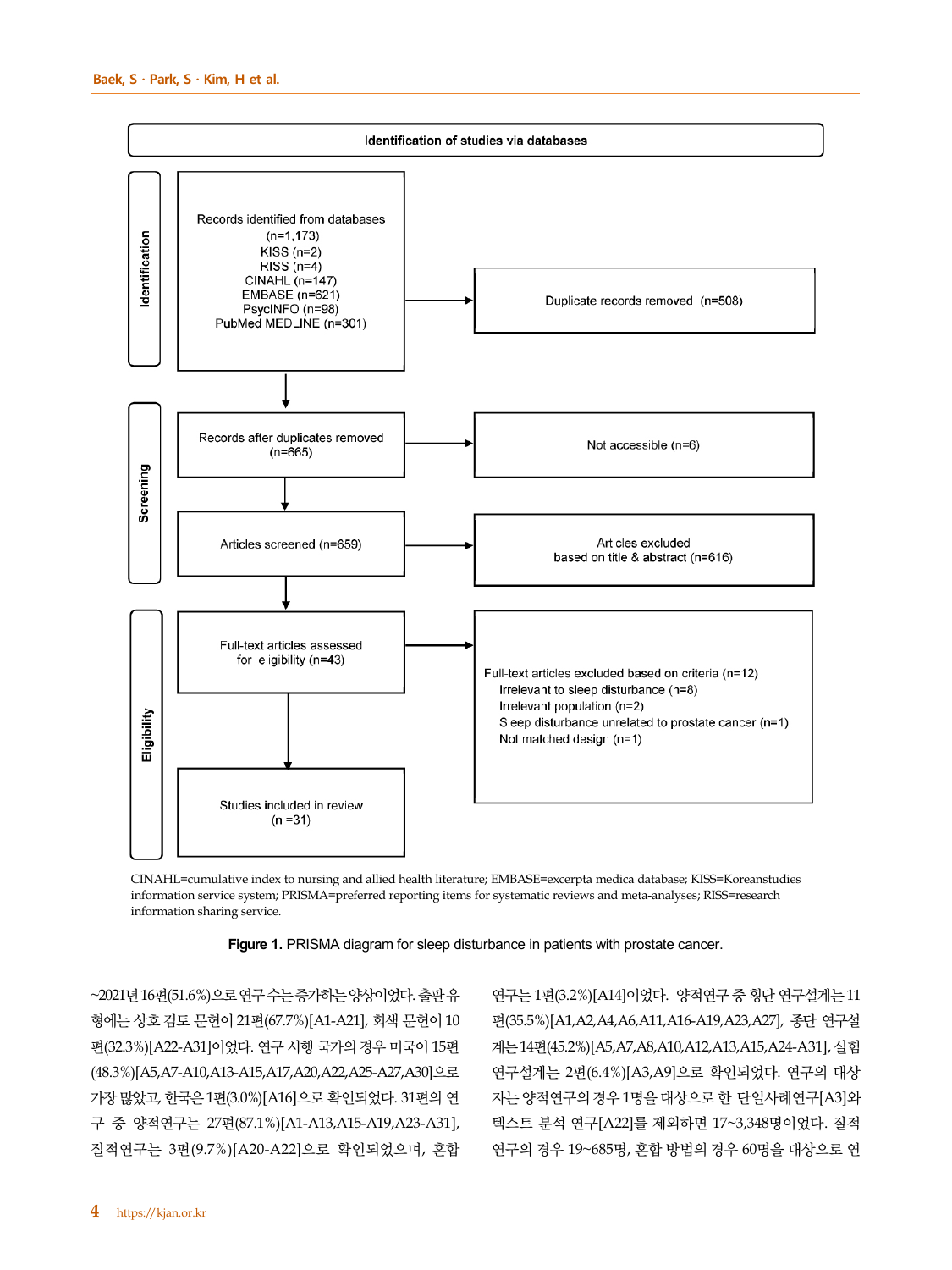Identification of studies via databases

**Identification**

Records identified from databases (n=1,173)
KISS (n=2)
RISS (n=4)
CINAHL (n=147)
EMBASE (n=621)
PsycINFO (n=98)
PubMed MEDLINE (n=301)

→ Duplicate records removed (n=508)

**Screening**

Records after duplicates removed (n=665)

→ Not accessible (n=6)

Articles screened (n=659)

→ Articles excluded based on title & abstract (n=616)

**Eligibility**

Full-text articles assessed for eligibility (n=43)

→ Full-text articles excluded based on criteria (n=12)
- Irrelevant to sleep disturbance (n=8)
- Irrelevant population (n=2)
- Sleep disturbance unrelated to prostate cancer (n=1)
- Not matched design (n=1)

Studies included in review (n =31)

CINAHL=cumulative index to nursing and allied health literature; EMBASE=excerpta medica database; KISS=Koreanstudies information service system; PRISMA=preferred reporting items for systematic reviews and meta-analyses; RISS=research information sharing service.

**Figure 1.** PRISMA diagram for sleep disturbance in patients with prostate cancer.

~2021년 16편(51.6%)으로 연구 수는 증가하는 양상이었다. 출판 유형에는 상호 검토 문헌이 21편(67.7%)[A1-A21], 회색 문헌이 10편(32.3%)[A22-A31]이었다. 연구 시행 국가의 경우 미국이 15편(48.3%)[A5,A7-A10,A13-A15,A17,A20,A22,A25-A27,A30]으로 가장 많았고, 한국은 1편(3.0%)[A16]으로 확인되었다. 31편의 연구 중 양적연구는 27편(87.1%)[A1-A13,A15-A19,A23-A31], 질적연구는 3편(9.7%)[A20-A22]으로 확인되었으며, 혼합 연구는 1편(3.2%)[A14]이었다. 양적연구 중 횡단 연구설계는 11편(35.5%)[A1,A2,A4,A6,A11,A16-A19,A23,A27], 종단 연구설계는 14편(45.2%)[A5,A7,A8,A10,A12,A13,A15,A24-A31], 실험 연구설계는 2편(6.4%)[A3,A9]으로 확인되었다. 연구의 대상자는 양적연구의 경우 1명을 대상으로 한 단일사례연구[A3]와 텍스트 분석 연구[A22]를 제외하면 17~3,348명이었다. 질적 연구의 경우 19~685명, 혼합 방법의 경우 60명을 대상으로 연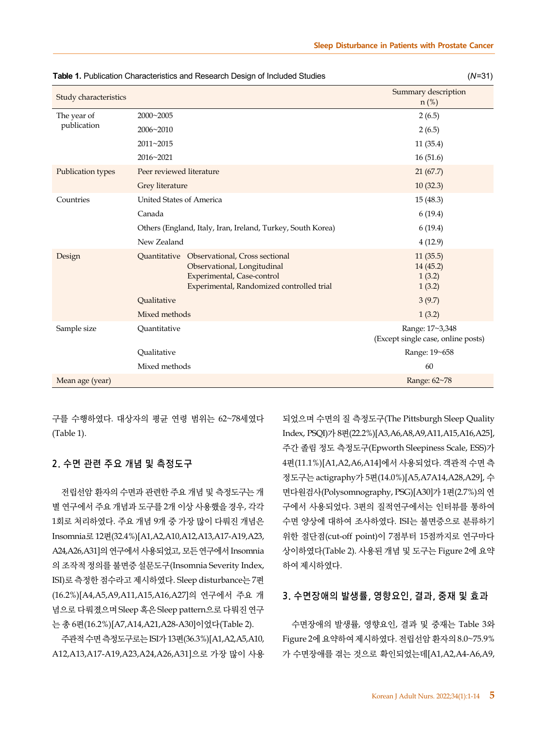**Table 1.** Publication Characteristics and Research Design of Included Studies (*N*=31)

| Study characteristics | | | Summary description n (%) |
|---|---|---|---|
| The year of publication | 2000~2005 | | 2 (6.5) |
| | 2006~2010 | | 2 (6.5) |
| | 2011~2015 | | 11 (35.4) |
| | 2016~2021 | | 16 (51.6) |
| Publication types | Peer reviewed literature | | 21 (67.7) |
| | Grey literature | | 10 (32.3) |
| Countries | United States of America | | 15 (48.3) |
| | Canada | | 6 (19.4) |
| | Others (England, Italy, Iran, Ireland, Turkey, South Korea) | | 6 (19.4) |
| | New Zealand | | 4 (12.9) |
| Design | Quantitative | Observational, Cross sectional | 11 (35.5) |
| | | Observational, Longitudinal | 14 (45.2) |
| | | Experimental, Case-control | 1 (3.2) |
| | | Experimental, Randomized controlled trial | 1 (3.2) |
| | Qualitative | | 3 (9.7) |
| | Mixed methods | | 1 (3.2) |
| Sample size | Quantitative | | Range: 17~3,348 (Except single case, online posts) |
| | Qualitative | | Range: 19~658 |
| | Mixed methods | | 60 |
| Mean age (year) | | | Range: 62~78 |

구를 수행하였다. 대상자의 평균 연령 범위는 62~78세였다(Table 1).

## 2. 수면 관련 주요 개념 및 측정도구

전립선암 환자의 수면과 관련한 주요 개념 및 측정도구는 개별 연구에서 주요 개념과 도구를 2개 이상 사용했을 경우, 각각 1회로 처리하였다. 주요 개념 9개 중 가장 많이 다뤄진 개념은 Insomnia로 12편(32.4%)[A1,A2,A10,A12,A13,A17-A19,A23,A24,A26,A31]의 연구에서 사용되었고, 모든 연구에서 Insomnia의 조작적 정의를 불면증 설문도구(Insomnia Severity Index, ISI)로 측정한 점수라고 제시하였다. Sleep disturbance는 7편(16.2%)[A4,A5,A9,A11,A15,A16,A27]의 연구에서 주요 개념으로 다뤄졌으며 Sleep 혹은 Sleep pattern으로 다뤄진 연구는 총 6편(16.2%)[A7,A14,A21,A28-A30]이었다(Table 2).

주관적 수면 측정도구로는 ISI가 13편(36.3%)[A1,A2,A5,A10,A12,A13,A17-A19,A23,A24,A26,A31]으로 가장 많이 사용되었으며 수면의 질 측정도구(The Pittsburgh Sleep Quality Index, PSQI)가 8편(22.2%)[A3,A6,A8,A9,A11,A15,A16,A25], 주간 졸림 정도 측정도구(Epworth Sleepiness Scale, ESS)가 4편(11.1%)[A1,A2,A6,A14]에서 사용되었다. 객관적 수면 측정도구는 actigraphy가 5편(14.0%)[A5,A7A14,A28,A29], 수면다원검사(Polysomnography, PSG)[A30]가 1편(2.7%)의 연구에서 사용되었다. 3편의 질적연구에서는 인터뷰를 통하여 수면 양상에 대하여 조사하였다. ISI는 불면증으로 분류하기 위한 절단점(cut-off point)이 7점부터 15점까지로 연구마다 상이하였다(Table 2). 사용된 개념 및 도구는 Figure 2에 요약하여 제시하였다.

## 3. 수면장애의 발생률, 영향요인, 결과, 중재 및 효과

수면장애의 발생률, 영향요인, 결과 및 중재는 Table 3와 Figure 2에 요약하여 제시하였다. 전립선암 환자의 8.0~75.9%가 수면장애를 겪는 것으로 확인되었는데[A1,A2,A4-A6,A9,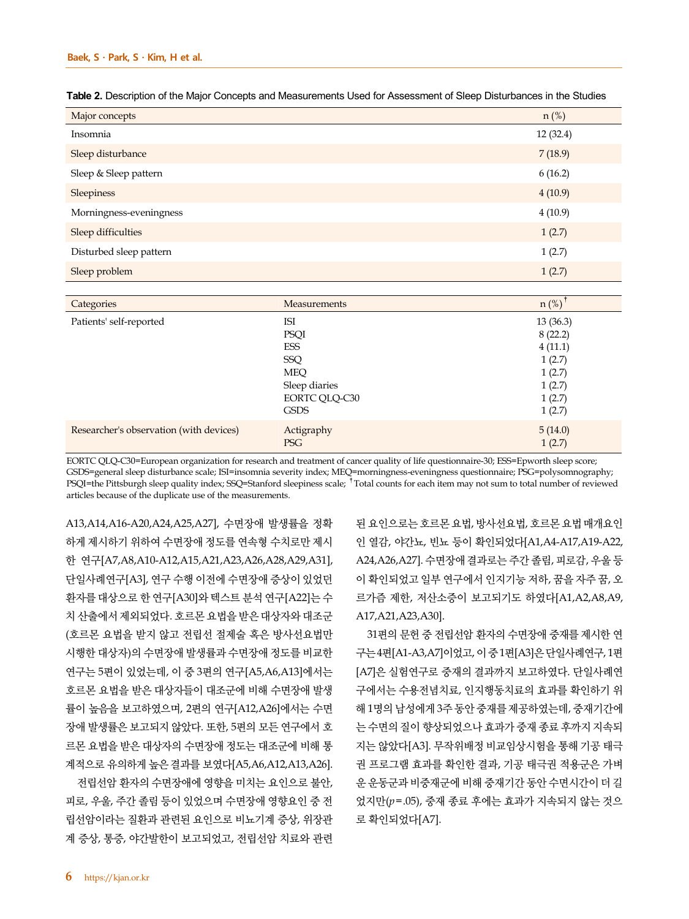**Table 2.** Description of the Major Concepts and Measurements Used for Assessment of Sleep Disturbances in the Studies

| Major concepts | n (%) |
|---|---|
| Insomnia | 12 (32.4) |
| Sleep disturbance | 7 (18.9) |
| Sleep & Sleep pattern | 6 (16.2) |
| Sleepiness | 4 (10.9) |
| Morningness-eveningness | 4 (10.9) |
| Sleep difficulties | 1 (2.7) |
| Disturbed sleep pattern | 1 (2.7) |
| Sleep problem | 1 (2.7) |

| Categories | Measurements | n (%)† |
|---|---|---|
| Patients' self-reported | ISI | 13 (36.3) |
| | PSQI | 8 (22.2) |
| | ESS | 4 (11.1) |
| | SSQ | 1 (2.7) |
| | MEQ | 1 (2.7) |
| | Sleep diaries | 1 (2.7) |
| | EORTC QLQ-C30 | 1 (2.7) |
| | GSDS | 1 (2.7) |
| Researcher's observation (with devices) | Actigraphy | 5 (14.0) |
| | PSG | 1 (2.7) |

EORTC QLQ-C30=European organization for research and treatment of cancer quality of life questionnaire-30; ESS=Epworth sleep score; GSDS=general sleep disturbance scale; ISI=insomnia severity index; MEQ=morningness-eveningness questionnaire; PSG=polysomnography; PSQI=the Pittsburgh sleep quality index; SSQ=Stanford sleepiness scale; †Total counts for each item may not sum to total number of reviewed articles because of the duplicate use of the measurements.

A13,A14,A16-A20,A24,A25,A27], 수면장애 발생률을 정확하게 제시하기 위하여 수면장애 정도를 연속형 수치로만 제시한 연구[A7,A8,A10-A12,A15,A21,A23,A26,A28,A29,A31], 단일사례연구[A3], 연구 수행 이전에 수면장애 증상이 있었던 환자를 대상으로 한 연구[A30]와 텍스트 분석 연구[A22]는 수치 산출에서 제외되었다. 호르몬 요법을 받은 대상자와 대조군(호르몬 요법을 받지 않고 전립선 절제술 혹은 방사선요법만 시행한 대상자)의 수면장애 발생률과 수면장애 정도를 비교한 연구는 5편이 있었는데, 이 중 3편의 연구[A5,A6,A13]에서는 호르몬 요법을 받은 대상자들이 대조군에 비해 수면장애 발생률이 높음을 보고하였으며, 2편의 연구[A12,A26]에서는 수면장애 발생률은 보고되지 않았다. 또한, 5편의 모든 연구에서 호르몬 요법을 받은 대상자의 수면장애 정도는 대조군에 비해 통계적으로 유의하게 높은 결과를 보였다[A5,A6,A12,A13,A26].

전립선암 환자의 수면장애에 영향을 미치는 요인으로 불안, 피로, 우울, 주간 졸림 등이 있었으며 수면장애 영향요인 중 전립선암이라는 질환과 관련된 요인으로 비뇨기계 증상, 위장관계 증상, 통증, 야간발한이 보고되었고, 전립선암 치료와 관련된 요인으로는 호르몬 요법, 방사선요법, 호르몬 요법 매개요인인 열감, 야간뇨, 빈뇨 등이 확인되었다[A1,A4-A17,A19-A22,A24,A26,A27]. 수면장애 결과로는 주간 졸림, 피로감, 우울 등이 확인되었고 일부 연구에서 인지기능 저하, 꿈을 자주 꿈, 오르가즘 제한, 저산소증이 보고되기도 하였다[A1,A2,A8,A9,A17,A21,A23,A30].

31편의 문헌 중 전립선암 환자의 수면장애 중재를 제시한 연구는 4편[A1-A3,A7]이었고, 이 중 1편[A3]은 단일사례연구, 1편[A7]은 실험연구로 중재의 결과까지 보고하였다. 단일사례연구에서는 수용전념치료, 인지행동치료의 효과를 확인하기 위해 1명의 남성에게 3주 동안 중재를 제공하였는데, 중재기간에는 수면의 질이 향상되었으나 효과가 중재 종료 후까지 지속되지는 않았다[A3]. 무작위배정 비교임상시험을 통해 기공 태극권 프로그램 효과를 확인한 결과, 기공 태극권 적용군은 가벼운 운동군과 비중재군에 비해 중재기간 동안 수면시간이 더 길었지만($p=.05$), 중재 종료 후에는 효과가 지속되지 않는 것으로 확인되었다[A7].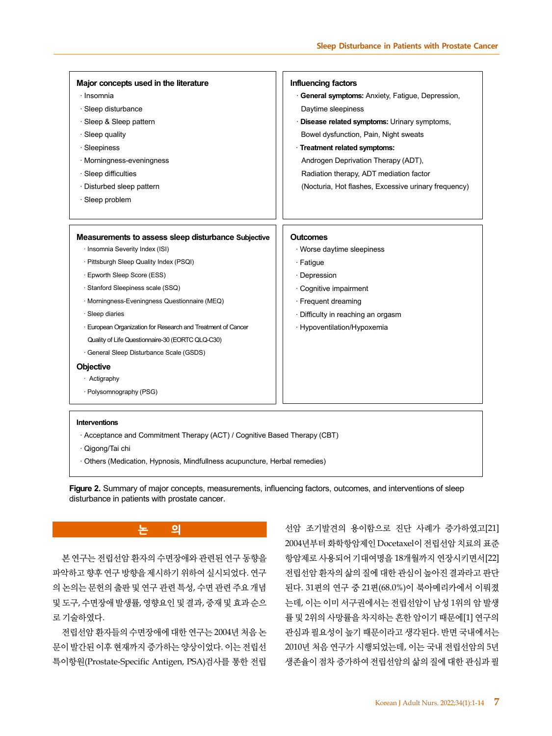**Major concepts used in the literature**

- Insomnia
- Sleep disturbance
- Sleep & Sleep pattern
- Sleep quality
- Sleepiness
- Morningness-eveningness
- Sleep difficulties
- Disturbed sleep pattern
- Sleep problem

**Influencing factors**

- **General symptoms:** Anxiety, Fatigue, Depression, Daytime sleepiness
- **Disease related symptoms:** Urinary symptoms, Bowel dysfunction, Pain, Night sweats
- **Treatment related symptoms:** Androgen Deprivation Therapy (ADT), Radiation therapy, ADT mediation factor (Nocturia, Hot flashes, Excessive urinary frequency)

**Measurements to assess sleep disturbance Subjective**

- Insomnia Severity Index (ISI)
- Pittsburgh Sleep Quality Index (PSQI)
- Epworth Sleep Score (ESS)
- Stanford Sleepiness scale (SSQ)
- Morningness-Eveningness Questionnaire (MEQ)
- Sleep diaries
- European Organization for Research and Treatment of Cancer Quality of Life Questionnaire-30 (EORTC QLQ-C30)
- General Sleep Disturbance Scale (GSDS)

**Objective**

- Actigraphy
- Polysomnography (PSG)

**Outcomes**

- Worse daytime sleepiness
- Fatigue
- Depression
- Cognitive impairment
- Frequent dreaming
- Difficulty in reaching an orgasm
- Hypoventilation/Hypoxemia

**Interventions**

- Acceptance and Commitment Therapy (ACT) / Cognitive Based Therapy (CBT)
- Qigong/Tai chi
- Others (Medication, Hypnosis, Mindfullness acupuncture, Herbal remedies)

**Figure 2.** Summary of major concepts, measurements, influencing factors, outcomes, and interventions of sleep disturbance in patients with prostate cancer.

## 논 의

본 연구는 전립선암 환자의 수면장애와 관련된 연구 동향을 파악하고 향후 연구 방향을 제시하기 위하여 실시되었다. 연구의 논의는 문헌의 출판 및 연구 관련 특성, 수면 관련 주요 개념 및 도구, 수면장애 발생률, 영향요인 및 결과, 중재 및 효과 순으로 기술하였다.

전립선암 환자들의 수면장애에 대한 연구는 2004년 처음 논문이 발간된 이후 현재까지 증가하는 양상이었다. 이는 전립선 특이항원(Prostate-Specific Antigen, PSA)검사를 통한 전립선암 조기발견의 용이함으로 진단 사례가 증가하였고[21] 2004년부터 화학항암제인 Docetaxel이 전립선암 치료의 표준항암제로 사용되어 기대여명을 18개월까지 연장시키면서[22] 전립선암 환자의 삶의 질에 대한 관심이 높아진 결과라고 판단된다. 31편의 연구 중 21편(68.0%)이 북아메리카에서 이뤄졌는데, 이는 이미 서구권에서는 전립선암이 남성 1위의 암 발생률 및 2위의 사망률을 차지하는 흔한 암이기 때문에[1] 연구의 관심과 필요성이 높기 때문이라고 생각된다. 반면 국내에서는 2010년 처음 연구가 시행되었는데, 이는 국내 전립선암의 5년 생존율이 점차 증가하여 전립선암의 삶의 질에 대한 관심과 필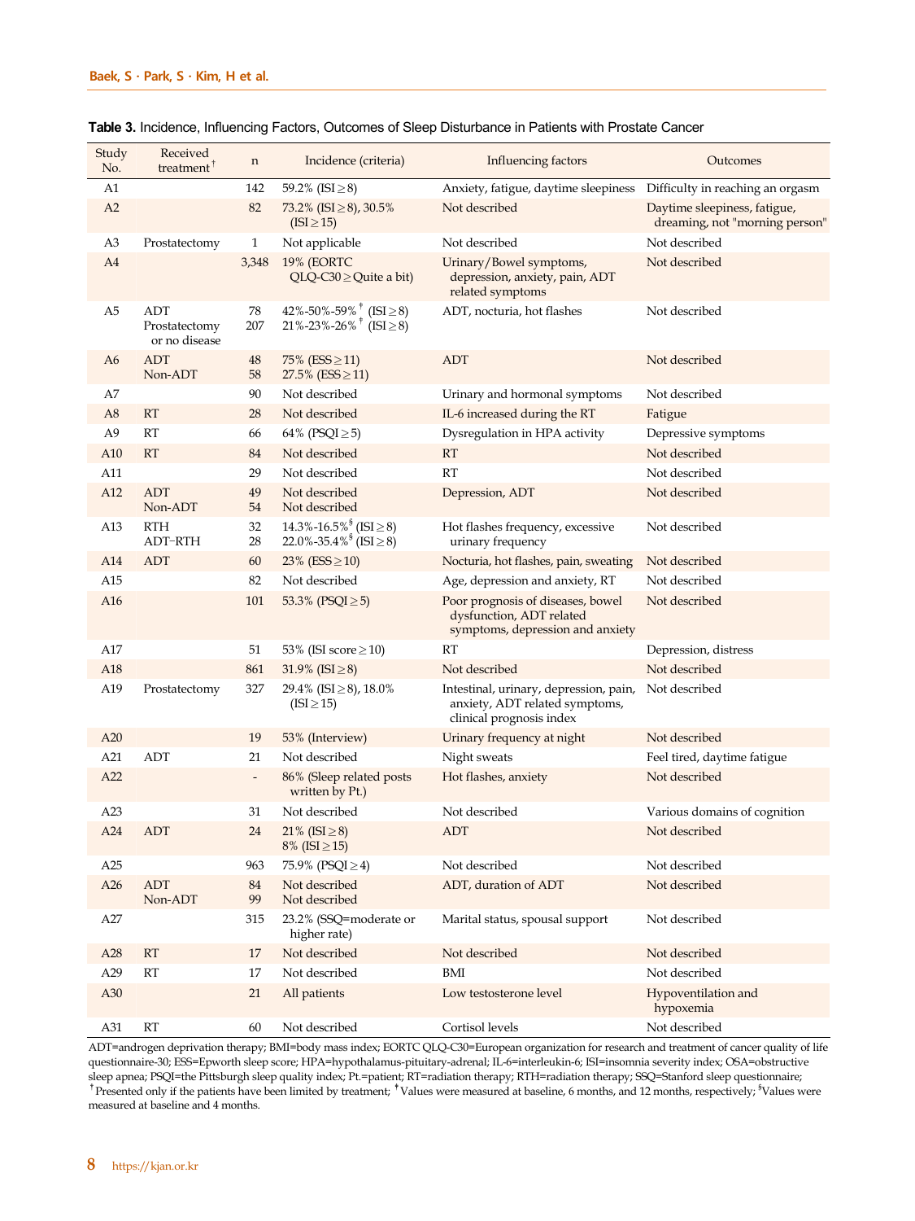**Table 3.** Incidence, Influencing Factors, Outcomes of Sleep Disturbance in Patients with Prostate Cancer

| Study No. | Received treatment† | n | Incidence (criteria) | Influencing factors | Outcomes |
|---|---|---|---|---|---|
| A1 | | 142 | 59.2% (ISI≥8) | Anxiety, fatigue, daytime sleepiness | Difficulty in reaching an orgasm |
| A2 | | 82 | 73.2% (ISI≥8), 30.5% (ISI≥15) | Not described | Daytime sleepiness, fatigue, dreaming, not "morning person" |
| A3 | Prostatectomy | 1 | Not applicable | Not described | Not described |
| A4 | | 3,348 | 19% (EORTC QLQ-C30≥Quite a bit) | Urinary/Bowel symptoms, depression, anxiety, pain, ADT related symptoms | Not described |
| A5 | ADT<br>Prostatectomy or no disease | 78<br>207 | 42%-50%-59%‡ (ISI≥8)<br>21%-23%-26%‡ (ISI≥8) | ADT, nocturia, hot flashes | Not described |
| A6 | ADT<br>Non-ADT | 48<br>58 | 75% (ESS≥11)<br>27.5% (ESS≥11) | ADT | Not described |
| A7 | | 90 | Not described | Urinary and hormonal symptoms | Not described |
| A8 | RT | 28 | Not described | IL-6 increased during the RT | Fatigue |
| A9 | RT | 66 | 64% (PSQI≥5) | Dysregulation in HPA activity | Depressive symptoms |
| A10 | RT | 84 | Not described | RT | Not described |
| A11 | | 29 | Not described | RT | Not described |
| A12 | ADT<br>Non-ADT | 49<br>54 | Not described<br>Not described | Depression, ADT | Not described |
| A13 | RTH<br>ADT-RTH | 32<br>28 | 14.3%-16.5%§ (ISI≥8)<br>22.0%-35.4%§ (ISI≥8) | Hot flashes frequency, excessive urinary frequency | Not described |
| A14 | ADT | 60 | 23% (ESS≥10) | Nocturia, hot flashes, pain, sweating | Not described |
| A15 | | 82 | Not described | Age, depression and anxiety, RT | Not described |
| A16 | | 101 | 53.3% (PSQI≥5) | Poor prognosis of diseases, bowel dysfunction, ADT related symptoms, depression and anxiety | Not described |
| A17 | | 51 | 53% (ISI score≥10) | RT | Depression, distress |
| A18 | | 861 | 31.9% (ISI≥8) | Not described | Not described |
| A19 | Prostatectomy | 327 | 29.4% (ISI≥8), 18.0% (ISI≥15) | Intestinal, urinary, depression, pain, anxiety, ADT related symptoms, clinical prognosis index | Not described |
| A20 | | 19 | 53% (Interview) | Urinary frequency at night | Not described |
| A21 | ADT | 21 | Not described | Night sweats | Feel tired, daytime fatigue |
| A22 | | - | 86% (Sleep related posts written by Pt.) | Hot flashes, anxiety | Not described |
| A23 | | 31 | Not described | Not described | Various domains of cognition |
| A24 | ADT | 24 | 21% (ISI≥8)<br>8% (ISI≥15) | ADT | Not described |
| A25 | | 963 | 75.9% (PSQI≥4) | Not described | Not described |
| A26 | ADT<br>Non-ADT | 84<br>99 | Not described<br>Not described | ADT, duration of ADT | Not described |
| A27 | | 315 | 23.2% (SSQ=moderate or higher rate) | Marital status, spousal support | Not described |
| A28 | RT | 17 | Not described | Not described | Not described |
| A29 | RT | 17 | Not described | BMI | Not described |
| A30 | | 21 | All patients | Low testosterone level | Hypoventilation and hypoxemia |
| A31 | RT | 60 | Not described | Cortisol levels | Not described |

ADT=androgen deprivation therapy; BMI=body mass index; EORTC QLQ-C30=European organization for research and treatment of cancer quality of life questionnaire-30; ESS=Epworth sleep score; HPA=hypothalamus-pituitary-adrenal; IL-6=interleukin-6; ISI=insomnia severity index; OSA=obstructive sleep apnea; PSQI=the Pittsburgh sleep quality index; Pt.=patient; RT=radiation therapy; RTH=radiation therapy; SSQ=Stanford sleep questionnaire; †Presented only if the patients have been limited by treatment; ‡Values were measured at baseline, 6 months, and 12 months, respectively; §Values were measured at baseline and 4 months.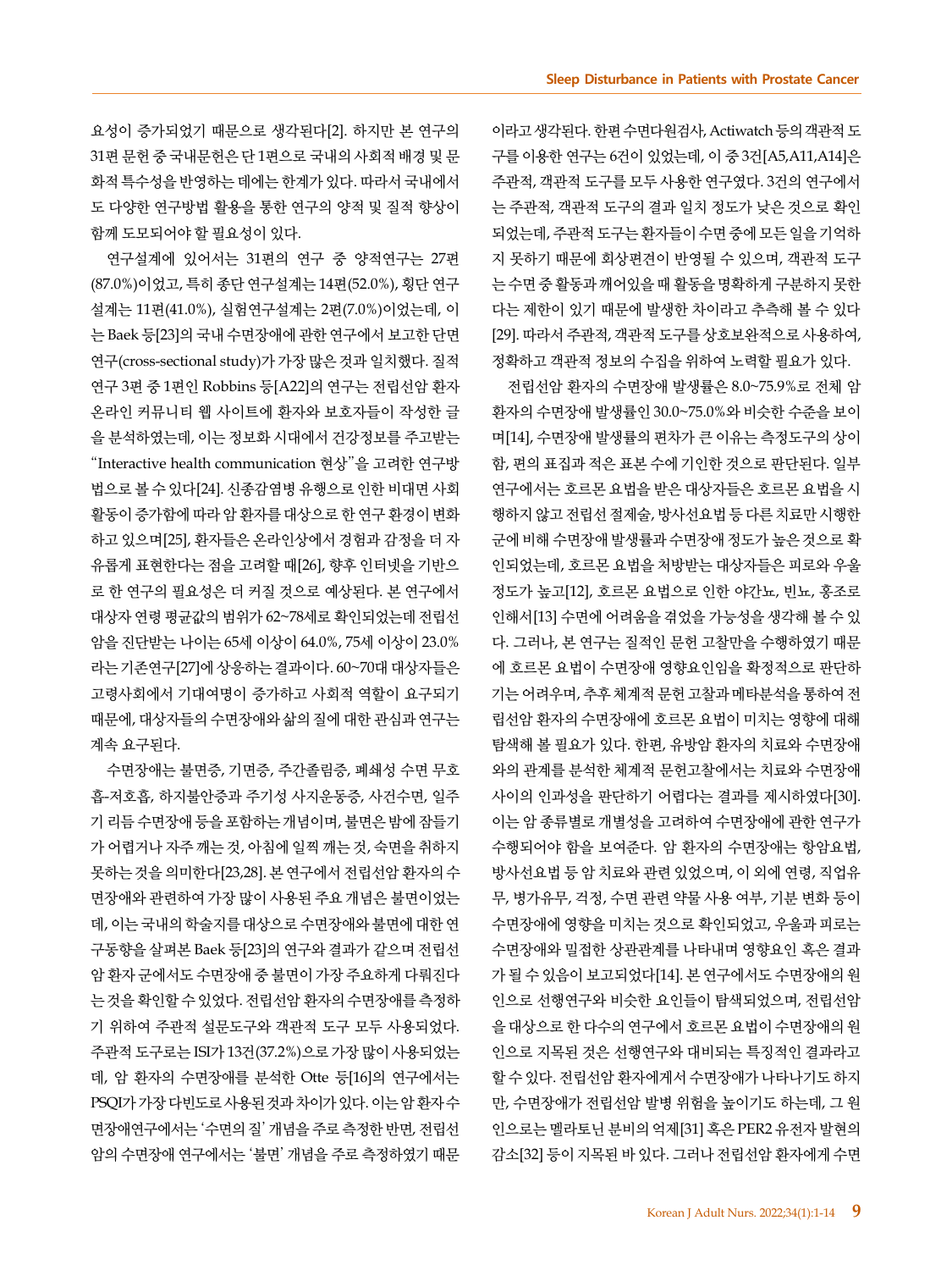요성이 증가되었기 때문으로 생각된다[2]. 하지만 본 연구의 31편 문헌 중 국내문헌은 단 1편으로 국내의 사회적 배경 및 문화적 특수성을 반영하는 데에는 한계가 있다. 따라서 국내에서도 다양한 연구방법 활용을 통한 연구의 양적 및 질적 향상이 함께 도모되어야 할 필요성이 있다.

연구설계에 있어서는 31편의 연구 중 양적연구는 27편(87.0%)이었고, 특히 종단 연구설계는 14편(52.0%), 횡단 연구설계는 11편(41.0%), 실험연구설계는 2편(7.0%)이었는데, 이는 Baek 등[23]의 국내 수면장애에 관한 연구에서 보고한 단면연구(cross-sectional study)가 가장 많은 것과 일치했다. 질적연구 3편 중 1편인 Robbins 등[A22]의 연구는 전립선암 환자 온라인 커뮤니티 웹 사이트에 환자와 보호자들이 작성한 글을 분석하였는데, 이는 정보화 시대에서 건강정보를 주고받는 "Interactive health communication 현상"을 고려한 연구방법으로 볼 수 있다[24]. 신종감염병 유행으로 인한 비대면 사회활동이 증가함에 따라 암 환자를 대상으로 한 연구 환경이 변화하고 있으며[25], 환자들은 온라인상에서 경험과 감정을 더 자유롭게 표현한다는 점을 고려할 때[26], 향후 인터넷을 기반으로 한 연구의 필요성은 더 커질 것으로 예상된다. 본 연구에서 대상자 연령 평균값의 범위가 62~78세로 확인되었는데 전립선암을 진단받는 나이는 65세 이상이 64.0%, 75세 이상이 23.0%라는 기존연구[27]에 상응하는 결과이다. 60~70대 대상자들은 고령사회에서 기대여명이 증가하고 사회적 역할이 요구되기 때문에, 대상자들의 수면장애와 삶의 질에 대한 관심과 연구는 계속 요구된다.

수면장애는 불면증, 기면증, 주간졸림증, 폐쇄성 수면 무호흡-저호흡, 하지불안증과 주기성 사지운동증, 사건수면, 일주기 리듬 수면장애 등을 포함하는 개념이며, 불면은 밤에 잠들기가 어렵거나 자주 깨는 것, 아침에 일찍 깨는 것, 숙면을 취하지 못하는 것을 의미한다[23,28]. 본 연구에서 전립선암 환자의 수면장애와 관련하여 가장 많이 사용된 주요 개념은 불면이었는데, 이는 국내의 학술지를 대상으로 수면장애와 불면에 대한 연구동향을 살펴본 Baek 등[23]의 연구와 결과가 같으며 전립선암 환자 군에서도 수면장애 중 불면이 가장 주요하게 다뤄진다는 것을 확인할 수 있었다. 전립선암 환자의 수면장애를 측정하기 위하여 주관적 설문도구와 객관적 도구 모두 사용되었다. 주관적 도구로는 ISI가 13건(37.2%)으로 가장 많이 사용되었는데, 암 환자의 수면장애를 분석한 Otte 등[16]의 연구에서는 PSQI가 가장 다빈도로 사용된 것과 차이가 있다. 이는 암 환자 수면장애연구에서는 '수면의 질' 개념을 주로 측정한 반면, 전립선암의 수면장애 연구에서는 '불면' 개념을 주로 측정하였기 때문이라고 생각된다. 한편 수면다원검사, Actiwatch 등의 객관적 도구를 이용한 연구는 6건이 있었는데, 이 중 3건[A5,A11,A14]은 주관적, 객관적 도구를 모두 사용한 연구였다. 3건의 연구에서는 주관적, 객관적 도구의 결과 일치 정도가 낮은 것으로 확인되었는데, 주관적 도구는 환자들이 수면 중에 모든 일을 기억하지 못하기 때문에 회상편견이 반영될 수 있으며, 객관적 도구는 수면 중 활동과 깨어있을 때 활동을 명확하게 구분하지 못한다는 제한이 있기 때문에 발생한 차이라고 추측해 볼 수 있다[29]. 따라서 주관적, 객관적 도구를 상호보완적으로 사용하여, 정확하고 객관적 정보의 수집을 위하여 노력할 필요가 있다.

전립선암 환자의 수면장애 발생률은 8.0~75.9%로 전체 암 환자의 수면장애 발생률인 30.0~75.0%와 비슷한 수준을 보이며[14], 수면장애 발생률의 편차가 큰 이유는 측정도구의 상이함, 편의 표집과 적은 표본 수에 기인한 것으로 판단된다. 일부 연구에서는 호르몬 요법을 받은 대상자들은 호르몬 요법을 시행하지 않고 전립선 절제술, 방사선요법 등 다른 치료만 시행한 군에 비해 수면장애 발생률과 수면장애 정도가 높은 것으로 확인되었는데, 호르몬 요법을 처방받는 대상자들은 피로와 우울 정도가 높고[12], 호르몬 요법으로 인한 야간뇨, 빈뇨, 홍조로 인해서[13] 수면에 어려움을 겪었을 가능성을 생각해 볼 수 있다. 그러나, 본 연구는 질적인 문헌 고찰만을 수행하였기 때문에 호르몬 요법이 수면장애 영향요인임을 확정적으로 판단하기는 어려우며, 추후 체계적 문헌 고찰과 메타분석을 통하여 전립선암 환자의 수면장애에 호르몬 요법이 미치는 영향에 대해 탐색해 볼 필요가 있다. 한편, 유방암 환자의 치료와 수면장애와의 관계를 분석한 체계적 문헌고찰에서는 치료와 수면장애 사이의 인과성을 판단하기 어렵다는 결과를 제시하였다[30]. 이는 암 종류별로 개별성을 고려하여 수면장애에 관한 연구가 수행되어야 함을 보여준다. 암 환자의 수면장애는 항암요법, 방사선요법 등 암 치료와 관련 있었으며, 이 외에 연령, 직업유무, 병가유무, 걱정, 수면 관련 약물 사용 여부, 기분 변화 등이 수면장애에 영향을 미치는 것으로 확인되었고, 우울과 피로는 수면장애와 밀접한 상관관계를 나타내며 영향요인 혹은 결과가 될 수 있음이 보고되었다[14]. 본 연구에서도 수면장애의 원인으로 선행연구와 비슷한 요인들이 탐색되었으며, 전립선암을 대상으로 한 다수의 연구에서 호르몬 요법이 수면장애의 원인으로 지목된 것은 선행연구와 대비되는 특징적인 결과라고 할 수 있다. 전립선암 환자에게서 수면장애가 나타나기도 하지만, 수면장애가 전립선암 발병 위험을 높이기도 하는데, 그 원인으로는 멜라토닌 분비의 억제[31] 혹은 PER2 유전자 발현의 감소[32] 등이 지목된 바 있다. 그러나 전립선암 환자에게 수면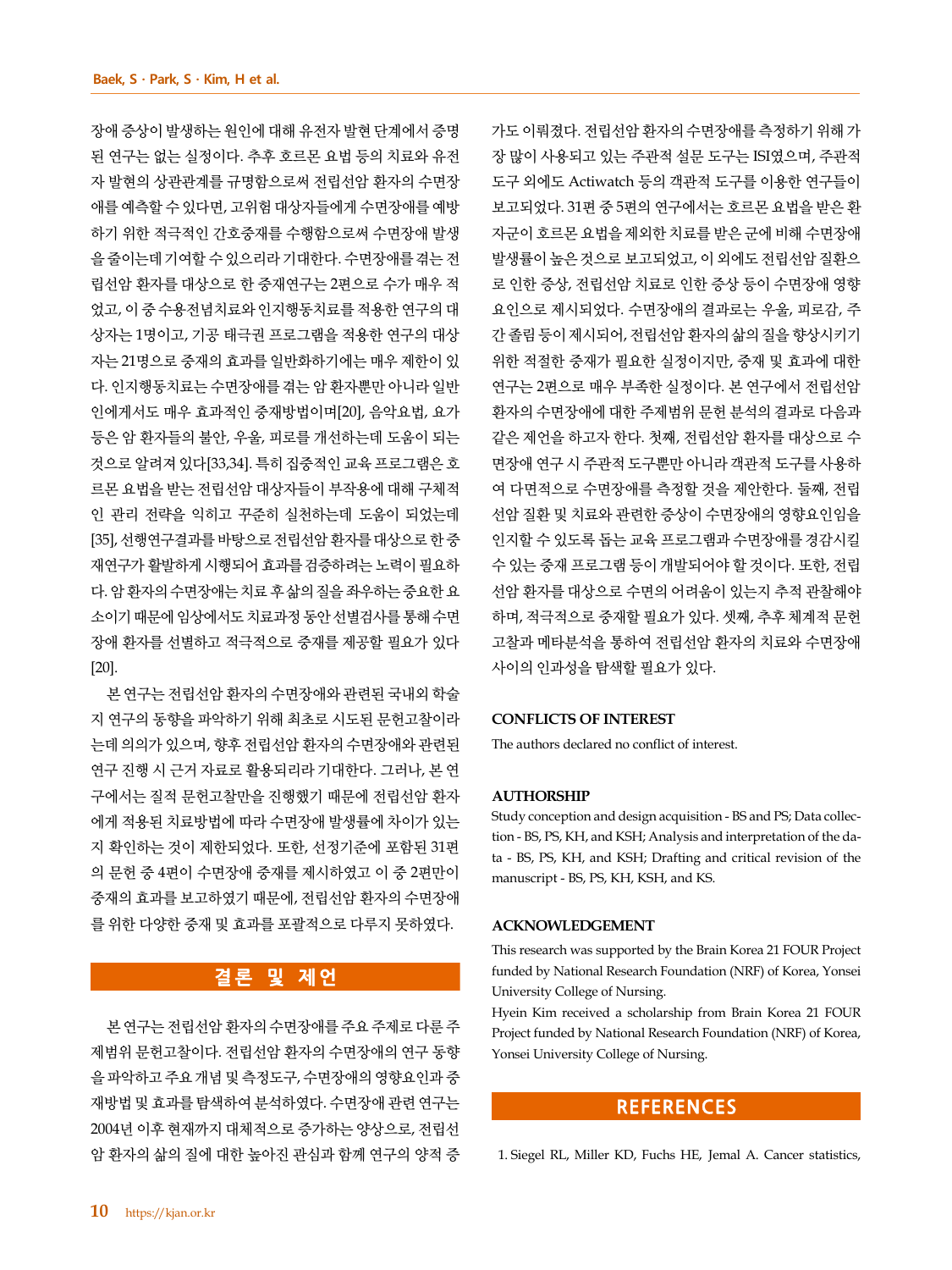장애 증상이 발생하는 원인에 대해 유전자 발현 단계에서 증명된 연구는 없는 실정이다. 추후 호르몬 요법 등의 치료와 유전자 발현의 상관관계를 규명함으로써 전립선암 환자의 수면장애를 예측할 수 있다면, 고위험 대상자들에게 수면장애를 예방하기 위한 적극적인 간호중재를 수행함으로써 수면장애 발생을 줄이는데 기여할 수 있으리라 기대한다. 수면장애를 겪는 전립선암 환자를 대상으로 한 중재연구는 2편으로 수가 매우 적었고, 이 중 수용전념치료와 인지행동치료를 적용한 연구의 대상자는 1명이고, 기공 태극권 프로그램을 적용한 연구의 대상자는 21명으로 중재의 효과를 일반화하기에는 매우 제한이 있다. 인지행동치료는 수면장애를 겪는 암 환자뿐만 아니라 일반인에게서도 매우 효과적인 중재방법이며[20], 음악요법, 요가 등은 암 환자들의 불안, 우울, 피로를 개선하는데 도움이 되는 것으로 알려져 있다[33,34]. 특히 집중적인 교육 프로그램은 호르몬 요법을 받는 전립선암 대상자들이 부작용에 대해 구체적인 관리 전략을 익히고 꾸준히 실천하는데 도움이 되었는데[35], 선행연구결과를 바탕으로 전립선암 환자를 대상으로 한 중재연구가 활발하게 시행되어 효과를 검증하려는 노력이 필요하다. 암 환자의 수면장애는 치료 후 삶의 질을 좌우하는 중요한 요소이기 때문에 임상에서도 치료과정 동안 선별검사를 통해 수면장애 환자를 선별하고 적극적으로 중재를 제공할 필요가 있다[20].

본 연구는 전립선암 환자의 수면장애와 관련된 국내외 학술지 연구의 동향을 파악하기 위해 최초로 시도된 문헌고찰이라는데 의의가 있으며, 향후 전립선암 환자의 수면장애와 관련된 연구 진행 시 근거 자료로 활용되리라 기대한다. 그러나, 본 연구에서는 질적 문헌고찰만을 진행했기 때문에 전립선암 환자에게 적용된 치료방법에 따라 수면장애 발생률에 차이가 있는지 확인하는 것이 제한되었다. 또한, 선정기준에 포함된 31편의 문헌 중 4편이 수면장애 중재를 제시하였고 이 중 2편만이 중재의 효과를 보고하였기 때문에, 전립선암 환자의 수면장애를 위한 다양한 중재 및 효과를 포괄적으로 다루지 못하였다.

## 결론 및 제언

본 연구는 전립선암 환자의 수면장애를 주요 주제로 다룬 주제범위 문헌고찰이다. 전립선암 환자의 수면장애의 연구 동향을 파악하고 주요 개념 및 측정도구, 수면장애의 영향요인과 중재방법 및 효과를 탐색하여 분석하였다. 수면장애 관련 연구는 2004년 이후 현재까지 대체적으로 증가하는 양상으로, 전립선암 환자의 삶의 질에 대한 높아진 관심과 함께 연구의 양적 증가도 이뤄졌다. 전립선암 환자의 수면장애를 측정하기 위해 가장 많이 사용되고 있는 주관적 설문 도구는 ISI였으며, 주관적 도구 외에도 Actiwatch 등의 객관적 도구를 이용한 연구들이 보고되었다. 31편 중 5편의 연구에서는 호르몬 요법을 받은 환자군이 호르몬 요법을 제외한 치료를 받은 군에 비해 수면장애 발생률이 높은 것으로 보고되었고, 이 외에도 전립선암 질환으로 인한 증상, 전립선암 치료로 인한 증상 등이 수면장애 영향요인으로 제시되었다. 수면장애의 결과로는 우울, 피로감, 주간 졸림 등이 제시되어, 전립선암 환자의 삶의 질을 향상시키기 위한 적절한 중재가 필요한 실정이지만, 중재 및 효과에 대한 연구는 2편으로 매우 부족한 실정이다. 본 연구에서 전립선암 환자의 수면장애에 대한 주제범위 문헌 분석의 결과로 다음과 같은 제언을 하고자 한다. 첫째, 전립선암 환자를 대상으로 수면장애 연구 시 주관적 도구뿐만 아니라 객관적 도구를 사용하여 다면적으로 수면장애를 측정할 것을 제안한다. 둘째, 전립선암 질환 및 치료와 관련한 증상이 수면장애의 영향요인임을 인지할 수 있도록 돕는 교육 프로그램과 수면장애를 경감시킬 수 있는 중재 프로그램 등이 개발되어야 할 것이다. 또한, 전립선암 환자를 대상으로 수면의 어려움이 있는지 추적 관찰해야 하며, 적극적으로 중재할 필요가 있다. 셋째, 추후 체계적 문헌고찰과 메타분석을 통하여 전립선암 환자의 치료와 수면장애 사이의 인과성을 탐색할 필요가 있다.

### CONFLICTS OF INTEREST

The authors declared no conflict of interest.

### AUTHORSHIP

Study conception and design acquisition - BS and PS; Data collection - BS, PS, KH, and KSH; Analysis and interpretation of the data - BS, PS, KH, and KSH; Drafting and critical revision of the manuscript - BS, PS, KH, KSH, and KS.

### ACKNOWLEDGEMENT

This research was supported by the Brain Korea 21 FOUR Project funded by National Research Foundation (NRF) of Korea, Yonsei University College of Nursing.

Hyein Kim received a scholarship from Brain Korea 21 FOUR Project funded by National Research Foundation (NRF) of Korea, Yonsei University College of Nursing.

## REFERENCES

1. Siegel RL, Miller KD, Fuchs HE, Jemal A. Cancer statistics,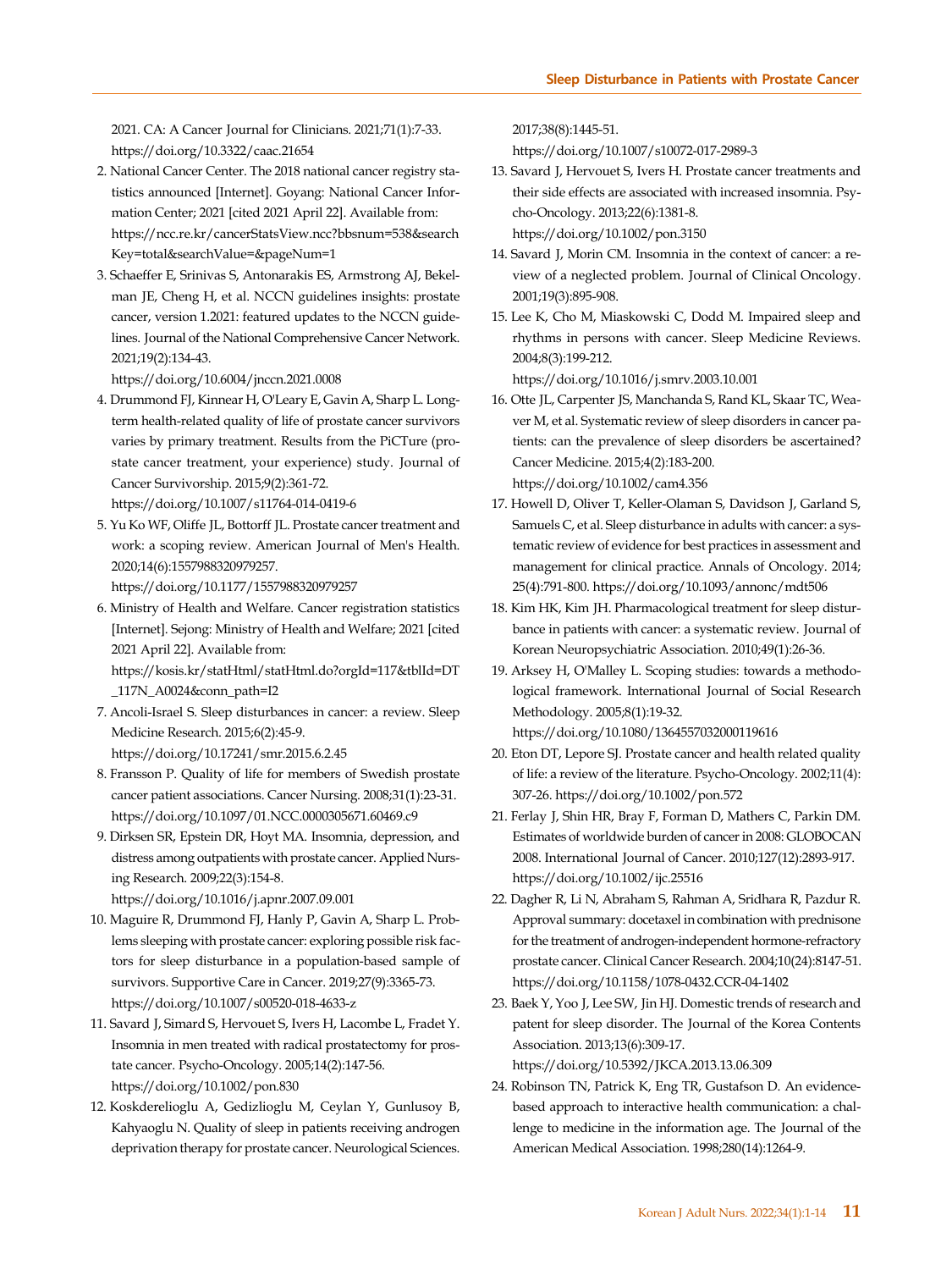2021. CA: A Cancer Journal for Clinicians. 2021;71(1):7-33. https://doi.org/10.3322/caac.21654

2. National Cancer Center. The 2018 national cancer registry statistics announced [Internet]. Goyang: National Cancer Information Center; 2021 [cited 2021 April 22]. Available from: https://ncc.re.kr/cancerStatsView.ncc?bbsnum=538&searchKey=total&searchValue=&pageNum=1
3. Schaeffer E, Srinivas S, Antonarakis ES, Armstrong AJ, Bekelman JE, Cheng H, et al. NCCN guidelines insights: prostate cancer, version 1.2021: featured updates to the NCCN guidelines. Journal of the National Comprehensive Cancer Network. 2021;19(2):134-43. https://doi.org/10.6004/jnccn.2021.0008
4. Drummond FJ, Kinnear H, O'Leary E, Gavin A, Sharp L. Long-term health-related quality of life of prostate cancer survivors varies by primary treatment. Results from the PiCTure (prostate cancer treatment, your experience) study. Journal of Cancer Survivorship. 2015;9(2):361-72. https://doi.org/10.1007/s11764-014-0419-6
5. Yu Ko WF, Oliffe JL, Bottorff JL. Prostate cancer treatment and work: a scoping review. American Journal of Men's Health. 2020;14(6):1557988320979257. https://doi.org/10.1177/1557988320979257
6. Ministry of Health and Welfare. Cancer registration statistics [Internet]. Sejong: Ministry of Health and Welfare; 2021 [cited 2021 April 22]. Available from: https://kosis.kr/statHtml/statHtml.do?orgId=117&tblId=DT_117N_A0024&conn_path=I2
7. Ancoli-Israel S. Sleep disturbances in cancer: a review. Sleep Medicine Research. 2015;6(2):45-9. https://doi.org/10.17241/smr.2015.6.2.45
8. Fransson P. Quality of life for members of Swedish prostate cancer patient associations. Cancer Nursing. 2008;31(1):23-31. https://doi.org/10.1097/01.NCC.0000305671.60469.c9
9. Dirksen SR, Epstein DR, Hoyt MA. Insomnia, depression, and distress among outpatients with prostate cancer. Applied Nursing Research. 2009;22(3):154-8. https://doi.org/10.1016/j.apnr.2007.09.001
10. Maguire R, Drummond FJ, Hanly P, Gavin A, Sharp L. Problems sleeping with prostate cancer: exploring possible risk factors for sleep disturbance in a population-based sample of survivors. Supportive Care in Cancer. 2019;27(9):3365-73. https://doi.org/10.1007/s00520-018-4633-z
11. Savard J, Simard S, Hervouet S, Ivers H, Lacombe L, Fradet Y. Insomnia in men treated with radical prostatectomy for prostate cancer. Psycho-Oncology. 2005;14(2):147-56. https://doi.org/10.1002/pon.830
12. Koskderelioglu A, Gedizlioglu M, Ceylan Y, Gunlusoy B, Kahyaoglu N. Quality of sleep in patients receiving androgen deprivation therapy for prostate cancer. Neurological Sciences. 2017;38(8):1445-51. https://doi.org/10.1007/s10072-017-2989-3
13. Savard J, Hervouet S, Ivers H. Prostate cancer treatments and their side effects are associated with increased insomnia. Psycho-Oncology. 2013;22(6):1381-8. https://doi.org/10.1002/pon.3150
14. Savard J, Morin CM. Insomnia in the context of cancer: a review of a neglected problem. Journal of Clinical Oncology. 2001;19(3):895-908.
15. Lee K, Cho M, Miaskowski C, Dodd M. Impaired sleep and rhythms in persons with cancer. Sleep Medicine Reviews. 2004;8(3):199-212. https://doi.org/10.1016/j.smrv.2003.10.001
16. Otte JL, Carpenter JS, Manchanda S, Rand KL, Skaar TC, Weaver M, et al. Systematic review of sleep disorders in cancer patients: can the prevalence of sleep disorders be ascertained? Cancer Medicine. 2015;4(2):183-200. https://doi.org/10.1002/cam4.356
17. Howell D, Oliver T, Keller-Olaman S, Davidson J, Garland S, Samuels C, et al. Sleep disturbance in adults with cancer: a systematic review of evidence for best practices in assessment and management for clinical practice. Annals of Oncology. 2014;25(4):791-800. https://doi.org/10.1093/annonc/mdt506
18. Kim HK, Kim JH. Pharmacological treatment for sleep disturbance in patients with cancer: a systematic review. Journal of Korean Neuropsychiatric Association. 2010;49(1):26-36.
19. Arksey H, O'Malley L. Scoping studies: towards a methodological framework. International Journal of Social Research Methodology. 2005;8(1):19-32. https://doi.org/10.1080/1364557032000119616
20. Eton DT, Lepore SJ. Prostate cancer and health related quality of life: a review of the literature. Psycho-Oncology. 2002;11(4):307-26. https://doi.org/10.1002/pon.572
21. Ferlay J, Shin HR, Bray F, Forman D, Mathers C, Parkin DM. Estimates of worldwide burden of cancer in 2008: GLOBOCAN 2008. International Journal of Cancer. 2010;127(12):2893-917. https://doi.org/10.1002/ijc.25516
22. Dagher R, Li N, Abraham S, Rahman A, Sridhara R, Pazdur R. Approval summary: docetaxel in combination with prednisone for the treatment of androgen-independent hormone-refractory prostate cancer. Clinical Cancer Research. 2004;10(24):8147-51. https://doi.org/10.1158/1078-0432.CCR-04-1402
23. Baek Y, Yoo J, Lee SW, Jin HJ. Domestic trends of research and patent for sleep disorder. The Journal of the Korea Contents Association. 2013;13(6):309-17. https://doi.org/10.5392/JKCA.2013.13.06.309
24. Robinson TN, Patrick K, Eng TR, Gustafson D. An evidence-based approach to interactive health communication: a challenge to medicine in the information age. The Journal of the American Medical Association. 1998;280(14):1264-9.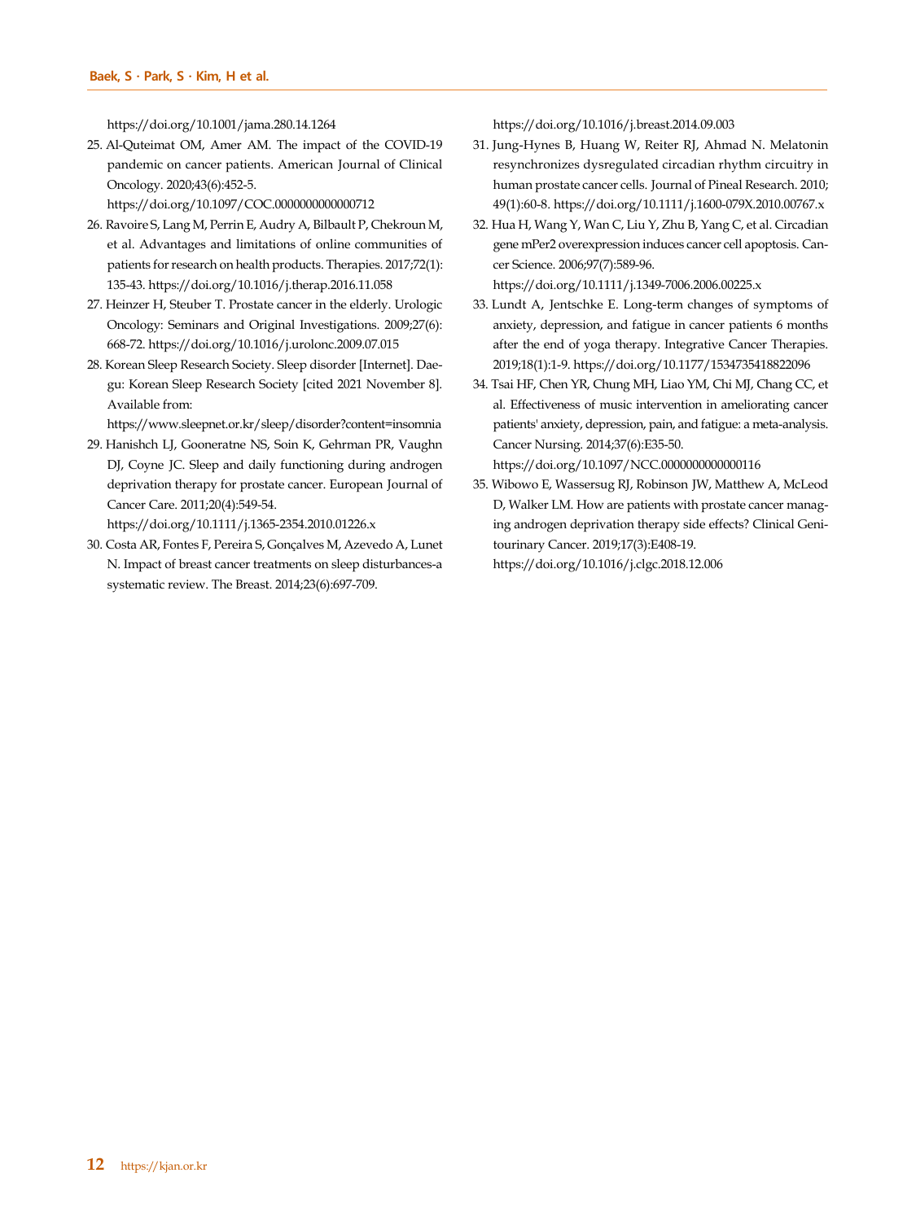https://doi.org/10.1001/jama.280.14.1264

25. Al-Quteimat OM, Amer AM. The impact of the COVID-19 pandemic on cancer patients. American Journal of Clinical Oncology. 2020;43(6):452-5. https://doi.org/10.1097/COC.0000000000000712
26. Ravoire S, Lang M, Perrin E, Audry A, Bilbault P, Chekroun M, et al. Advantages and limitations of online communities of patients for research on health products. Therapies. 2017;72(1):135-43. https://doi.org/10.1016/j.therap.2016.11.058
27. Heinzer H, Steuber T. Prostate cancer in the elderly. Urologic Oncology: Seminars and Original Investigations. 2009;27(6):668-72. https://doi.org/10.1016/j.urolonc.2009.07.015
28. Korean Sleep Research Society. Sleep disorder [Internet]. Daegu: Korean Sleep Research Society [cited 2021 November 8]. Available from: https://www.sleepnet.or.kr/sleep/disorder?content=insomnia
29. Hanishch LJ, Gooneratne NS, Soin K, Gehrman PR, Vaughn DJ, Coyne JC. Sleep and daily functioning during androgen deprivation therapy for prostate cancer. European Journal of Cancer Care. 2011;20(4):549-54. https://doi.org/10.1111/j.1365-2354.2010.01226.x
30. Costa AR, Fontes F, Pereira S, Gonçalves M, Azevedo A, Lunet N. Impact of breast cancer treatments on sleep disturbances-a systematic review. The Breast. 2014;23(6):697-709. https://doi.org/10.1016/j.breast.2014.09.003
31. Jung-Hynes B, Huang W, Reiter RJ, Ahmad N. Melatonin resynchronizes dysregulated circadian rhythm circuitry in human prostate cancer cells. Journal of Pineal Research. 2010;49(1):60-8. https://doi.org/10.1111/j.1600-079X.2010.00767.x
32. Hua H, Wang Y, Wan C, Liu Y, Zhu B, Yang C, et al. Circadian gene mPer2 overexpression induces cancer cell apoptosis. Cancer Science. 2006;97(7):589-96. https://doi.org/10.1111/j.1349-7006.2006.00225.x
33. Lundt A, Jentschke E. Long-term changes of symptoms of anxiety, depression, and fatigue in cancer patients 6 months after the end of yoga therapy. Integrative Cancer Therapies. 2019;18(1):1-9. https://doi.org/10.1177/1534735418822096
34. Tsai HF, Chen YR, Chung MH, Liao YM, Chi MJ, Chang CC, et al. Effectiveness of music intervention in ameliorating cancer patients' anxiety, depression, pain, and fatigue: a meta-analysis. Cancer Nursing. 2014;37(6):E35-50. https://doi.org/10.1097/NCC.0000000000000116
35. Wibowo E, Wassersug RJ, Robinson JW, Matthew A, McLeod D, Walker LM. How are patients with prostate cancer managing androgen deprivation therapy side effects? Clinical Genitourinary Cancer. 2019;17(3):E408-19. https://doi.org/10.1016/j.clgc.2018.12.006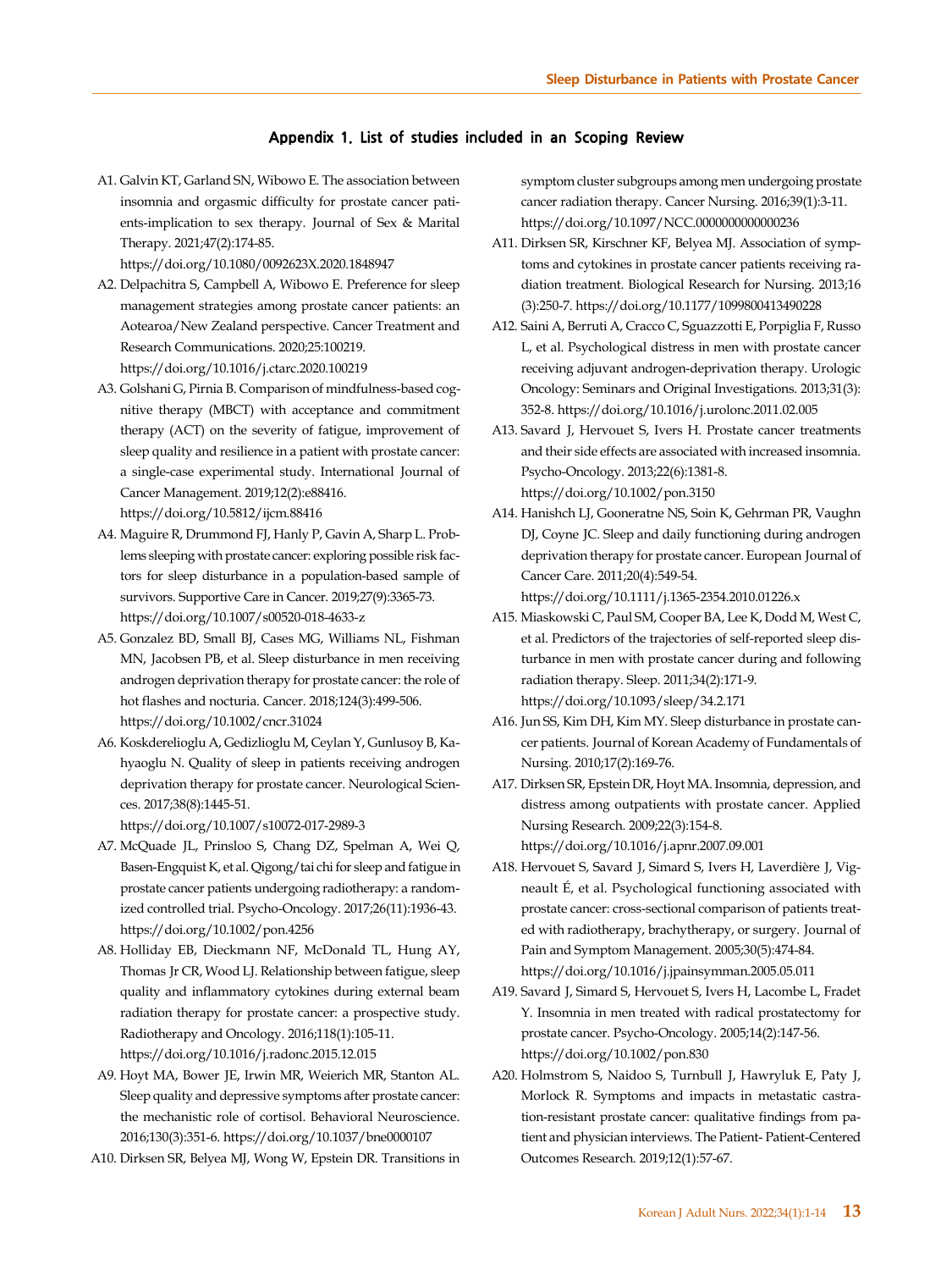## Appendix 1. List of studies included in an Scoping Review

A1. Galvin KT, Garland SN, Wibowo E. The association between insomnia and orgasmic difficulty for prostate cancer patients-implication to sex therapy. Journal of Sex & Marital Therapy. 2021;47(2):174-85. https://doi.org/10.1080/0092623X.2020.1848947

A2. Delpachitra S, Campbell A, Wibowo E. Preference for sleep management strategies among prostate cancer patients: an Aotearoa/New Zealand perspective. Cancer Treatment and Research Communications. 2020;25:100219. https://doi.org/10.1016/j.ctarc.2020.100219

A3. Golshani G, Pirnia B. Comparison of mindfulness-based cognitive therapy (MBCT) with acceptance and commitment therapy (ACT) on the severity of fatigue, improvement of sleep quality and resilience in a patient with prostate cancer: a single-case experimental study. International Journal of Cancer Management. 2019;12(2):e88416. https://doi.org/10.5812/ijcm.88416

A4. Maguire R, Drummond FJ, Hanly P, Gavin A, Sharp L. Problems sleeping with prostate cancer: exploring possible risk factors for sleep disturbance in a population-based sample of survivors. Supportive Care in Cancer. 2019;27(9):3365-73. https://doi.org/10.1007/s00520-018-4633-z

A5. Gonzalez BD, Small BJ, Cases MG, Williams NL, Fishman MN, Jacobsen PB, et al. Sleep disturbance in men receiving androgen deprivation therapy for prostate cancer: the role of hot flashes and nocturia. Cancer. 2018;124(3):499-506. https://doi.org/10.1002/cncr.31024

A6. Koskderelioglu A, Gedizlioglu M, Ceylan Y, Gunlusoy B, Kahyaoglu N. Quality of sleep in patients receiving androgen deprivation therapy for prostate cancer. Neurological Sciences. 2017;38(8):1445-51. https://doi.org/10.1007/s10072-017-2989-3

A7. McQuade JL, Prinsloo S, Chang DZ, Spelman A, Wei Q, Basen-Engquist K, et al. Qigong/tai chi for sleep and fatigue in prostate cancer patients undergoing radiotherapy: a randomized controlled trial. Psycho-Oncology. 2017;26(11):1936-43. https://doi.org/10.1002/pon.4256

A8. Holliday EB, Dieckmann NF, McDonald TL, Hung AY, Thomas Jr CR, Wood LJ. Relationship between fatigue, sleep quality and inflammatory cytokines during external beam radiation therapy for prostate cancer: a prospective study. Radiotherapy and Oncology. 2016;118(1):105-11. https://doi.org/10.1016/j.radonc.2015.12.015

A9. Hoyt MA, Bower JE, Irwin MR, Weierich MR, Stanton AL. Sleep quality and depressive symptoms after prostate cancer: the mechanistic role of cortisol. Behavioral Neuroscience. 2016;130(3):351-6. https://doi.org/10.1037/bne0000107

A10. Dirksen SR, Belyea MJ, Wong W, Epstein DR. Transitions in symptom cluster subgroups among men undergoing prostate cancer radiation therapy. Cancer Nursing. 2016;39(1):3-11. https://doi.org/10.1097/NCC.0000000000000236

A11. Dirksen SR, Kirschner KF, Belyea MJ. Association of symptoms and cytokines in prostate cancer patients receiving radiation treatment. Biological Research for Nursing. 2013;16(3):250-7. https://doi.org/10.1177/1099800413490228

A12. Saini A, Berruti A, Cracco C, Sguazzotti E, Porpiglia F, Russo L, et al. Psychological distress in men with prostate cancer receiving adjuvant androgen-deprivation therapy. Urologic Oncology: Seminars and Original Investigations. 2013;31(3):352-8. https://doi.org/10.1016/j.urolonc.2011.02.005

A13. Savard J, Hervouet S, Ivers H. Prostate cancer treatments and their side effects are associated with increased insomnia. Psycho-Oncology. 2013;22(6):1381-8. https://doi.org/10.1002/pon.3150

A14. Hanishch LJ, Gooneratne NS, Soin K, Gehrman PR, Vaughn DJ, Coyne JC. Sleep and daily functioning during androgen deprivation therapy for prostate cancer. European Journal of Cancer Care. 2011;20(4):549-54. https://doi.org/10.1111/j.1365-2354.2010.01226.x

A15. Miaskowski C, Paul SM, Cooper BA, Lee K, Dodd M, West C, et al. Predictors of the trajectories of self-reported sleep disturbance in men with prostate cancer during and following radiation therapy. Sleep. 2011;34(2):171-9. https://doi.org/10.1093/sleep/34.2.171

A16. Jun SS, Kim DH, Kim MY. Sleep disturbance in prostate cancer patients. Journal of Korean Academy of Fundamentals of Nursing. 2010;17(2):169-76.

A17. Dirksen SR, Epstein DR, Hoyt MA. Insomnia, depression, and distress among outpatients with prostate cancer. Applied Nursing Research. 2009;22(3):154-8. https://doi.org/10.1016/j.apnr.2007.09.001

A18. Hervouet S, Savard J, Simard S, Ivers H, Laverdière J, Vigneault É, et al. Psychological functioning associated with prostate cancer: cross-sectional comparison of patients treated with radiotherapy, brachytherapy, or surgery. Journal of Pain and Symptom Management. 2005;30(5):474-84. https://doi.org/10.1016/j.jpainsymman.2005.05.011

A19. Savard J, Simard S, Hervouet S, Ivers H, Lacombe L, Fradet Y. Insomnia in men treated with radical prostatectomy for prostate cancer. Psycho-Oncology. 2005;14(2):147-56. https://doi.org/10.1002/pon.830

A20. Holmstrom S, Naidoo S, Turnbull J, Hawryluk E, Paty J, Morlock R. Symptoms and impacts in metastatic castration-resistant prostate cancer: qualitative findings from patient and physician interviews. The Patient- Patient-Centered Outcomes Research. 2019;12(1):57-67.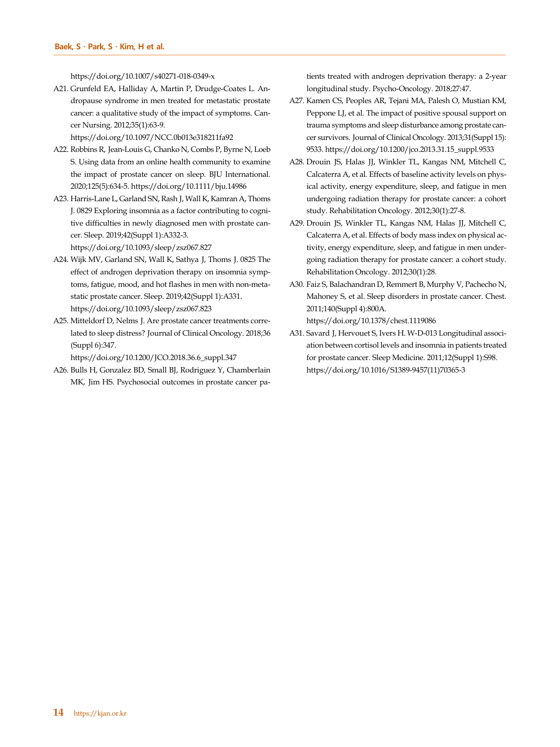https://doi.org/10.1007/s40271-018-0349-x

A21. Grunfeld EA, Halliday A, Martin P, Drudge-Coates L. Andropause syndrome in men treated for metastatic prostate cancer: a qualitative study of the impact of symptoms. Cancer Nursing. 2012;35(1):63-9. https://doi.org/10.1097/NCC.0b013e318211fa92

A22. Robbins R, Jean-Louis G, Chanko N, Combs P, Byrne N, Loeb S. Using data from an online health community to examine the impact of prostate cancer on sleep. BJU International. 2020;125(5):634-5. https://doi.org/10.1111/bju.14986

A23. Harris-Lane L, Garland SN, Rash J, Wall K, Kamran A, Thoms J. 0829 Exploring insomnia as a factor contributing to cognitive difficulties in newly diagnosed men with prostate cancer. Sleep. 2019;42(Suppl 1):A332-3. https://doi.org/10.1093/sleep/zsz067.827

A24. Wijk MV, Garland SN, Wall K, Sathya J, Thoms J. 0825 The effect of androgen deprivation therapy on insomnia symptoms, fatigue, mood, and hot flashes in men with non-metastatic prostate cancer. Sleep. 2019;42(Suppl 1):A331. https://doi.org/10.1093/sleep/zsz067.823

A25. Mitteldorf D, Nelms J. Are prostate cancer treatments correlated to sleep distress? Journal of Clinical Oncology. 2018;36 (Suppl 6):347. https://doi.org/10.1200/JCO.2018.36.6_suppl.347

A26. Bulls H, Gonzalez BD, Small BJ, Rodriguez Y, Chamberlain MK, Jim HS. Psychosocial outcomes in prostate cancer patients treated with androgen deprivation therapy: a 2-year longitudinal study. Psycho-Oncology. 2018;27:47.

A27. Kamen CS, Peoples AR, Tejani MA, Palesh O, Mustian KM, Peppone LJ, et al. The impact of positive spousal support on trauma symptoms and sleep disturbance among prostate cancer survivors. Journal of Clinical Oncology. 2013;31(Suppl 15): 9533. https://doi.org/10.1200/jco.2013.31.15_suppl.9533

A28. Drouin JS, Halas JJ, Winkler TL, Kangas NM, Mitchell C, Calcaterra A, et al. Effects of baseline activity levels on physical activity, energy expenditure, sleep, and fatigue in men undergoing radiation therapy for prostate cancer: a cohort study. Rehabilitation Oncology. 2012;30(1):27-8.

A29. Drouin JS, Winkler TL, Kangas NM, Halas JJ, Mitchell C, Calcaterra A, et al. Effects of body mass index on physical activity, energy expenditure, sleep, and fatigue in men undergoing radiation therapy for prostate cancer: a cohort study. Rehabilitation Oncology. 2012;30(1):28.

A30. Faiz S, Balachandran D, Remmert B, Murphy V, Pachecho N, Mahoney S, et al. Sleep disorders in prostate cancer. Chest. 2011;140(Suppl 4):800A. https://doi.org/10.1378/chest.1119086

A31. Savard J, Hervouet S, Ivers H. W-D-013 Longitudinal association between cortisol levels and insomnia in patients treated for prostate cancer. Sleep Medicine. 2011;12(Suppl 1):S98. https://doi.org/10.1016/S1389-9457(11)70365-3